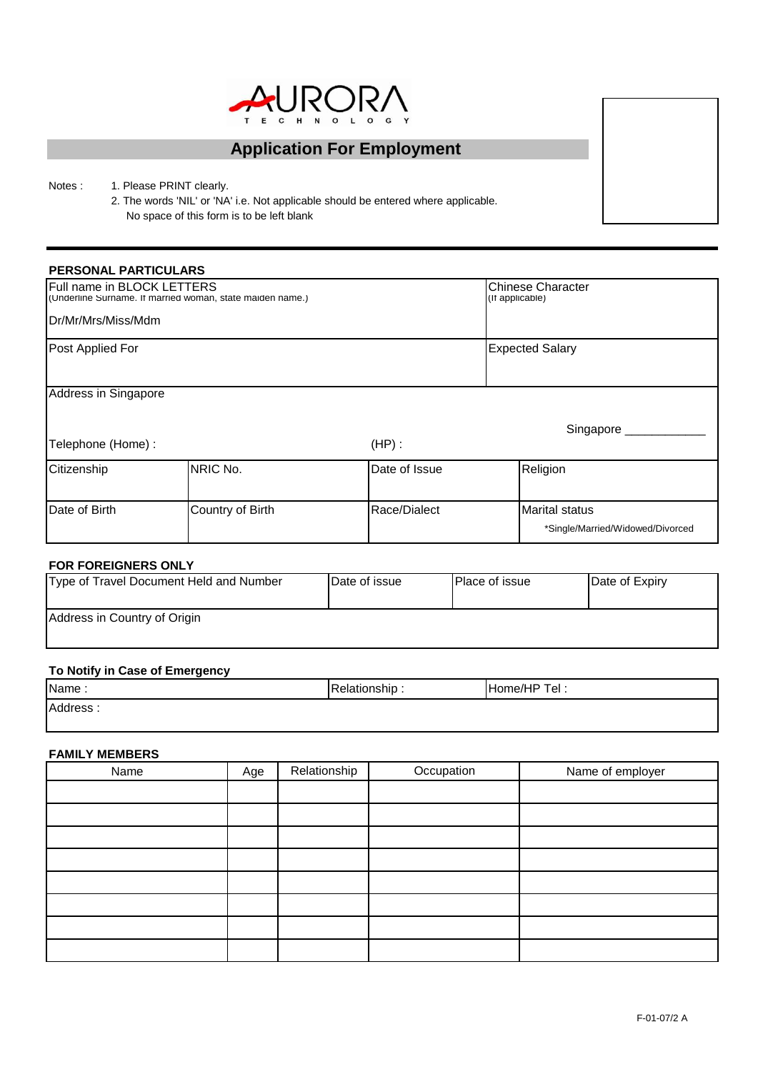AURORA
TECHNOLOGY

# Application For Employment

Notes :
1. Please PRINT clearly.
2. The words 'NIL' or 'NA' i.e. Not applicable should be entered where applicable. No space of this form is to be left blank

## PERSONAL PARTICULARS

| Full name in BLOCK LETTERS (Underline Surname. If married woman, state maiden name.) Dr/Mr/Mrs/Miss/Mdm | | | Chinese Character (If applicable) |
|---|---|---|---|
| Post Applied For | | | Expected Salary |
| Address in Singapore | | | Singapore ____________ |
| Telephone (Home) : | | (HP) : | |
| Citizenship | NRIC No. | Date of Issue | Religion |
| Date of Birth | Country of Birth | Race/Dialect | Marital status *Single/Married/Widowed/Divorced |

## FOR FOREIGNERS ONLY

| Type of Travel Document Held and Number | Date of issue | Place of issue | Date of Expiry |
|---|---|---|---|
| Address in Country of Origin | | | |

## To Notify in Case of Emergency

| Name : | Relationship : | Home/HP Tel : |
|---|---|---|
| Address : | | |

## FAMILY MEMBERS

| Name | Age | Relationship | Occupation | Name of employer |
|---|---|---|---|---|
| | | | | |
| | | | | |
| | | | | |
| | | | | |
| | | | | |
| | | | | |
| | | | | |
| | | | | |

F-01-07/2 A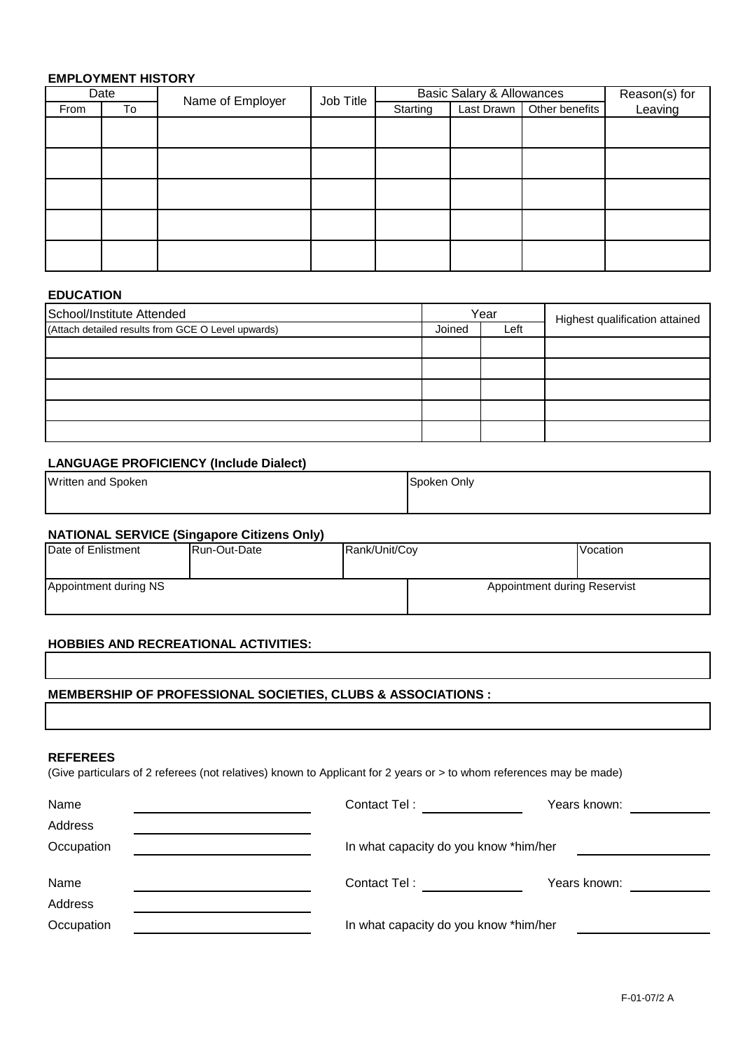**EMPLOYMENT HISTORY**

| Date | | Name of Employer | Job Title | Basic Salary & Allowances | | | Reason(s) for Leaving |
|---|---|---|---|---|---|---|---|
| From | To | | | Starting | Last Drawn | Other benefits | |
| | | | | | | | |
| | | | | | | | |
| | | | | | | | |
| | | | | | | | |
| | | | | | | | |

**EDUCATION**

| School/Institute Attended | Year | | Highest qualification attained |
|---|---|---|---|
| (Attach detailed results from GCE O Level upwards) | Joined | Left | |
| | | | |
| | | | |
| | | | |
| | | | |
| | | | |

**LANGUAGE PROFICIENCY (Include Dialect)**

| Written and Spoken | Spoken Only |
|---|---|
| | |

**NATIONAL SERVICE (Singapore Citizens Only)**

| Date of Enlistment | Run-Out-Date | Rank/Unit/Coy | Vocation |
|---|---|---|---|
| | | | |

| Appointment during NS | Appointment during Reservist |
|---|---|
| | |

**HOBBIES AND RECREATIONAL ACTIVITIES:**

**MEMBERSHIP OF PROFESSIONAL SOCIETIES, CLUBS & ASSOCIATIONS :**

**REFEREES**

(Give particulars of 2 referees (not relatives) known to Applicant for 2 years or > to whom references may be made)

Name ____________________ Contact Tel : ____________ Years known: __________

Address ____________________

Occupation ____________________ In what capacity do you know *him/her ____________

Name ____________________ Contact Tel : ____________ Years known: __________

Address ____________________

Occupation ____________________ In what capacity do you know *him/her ____________

F-01-07/2 A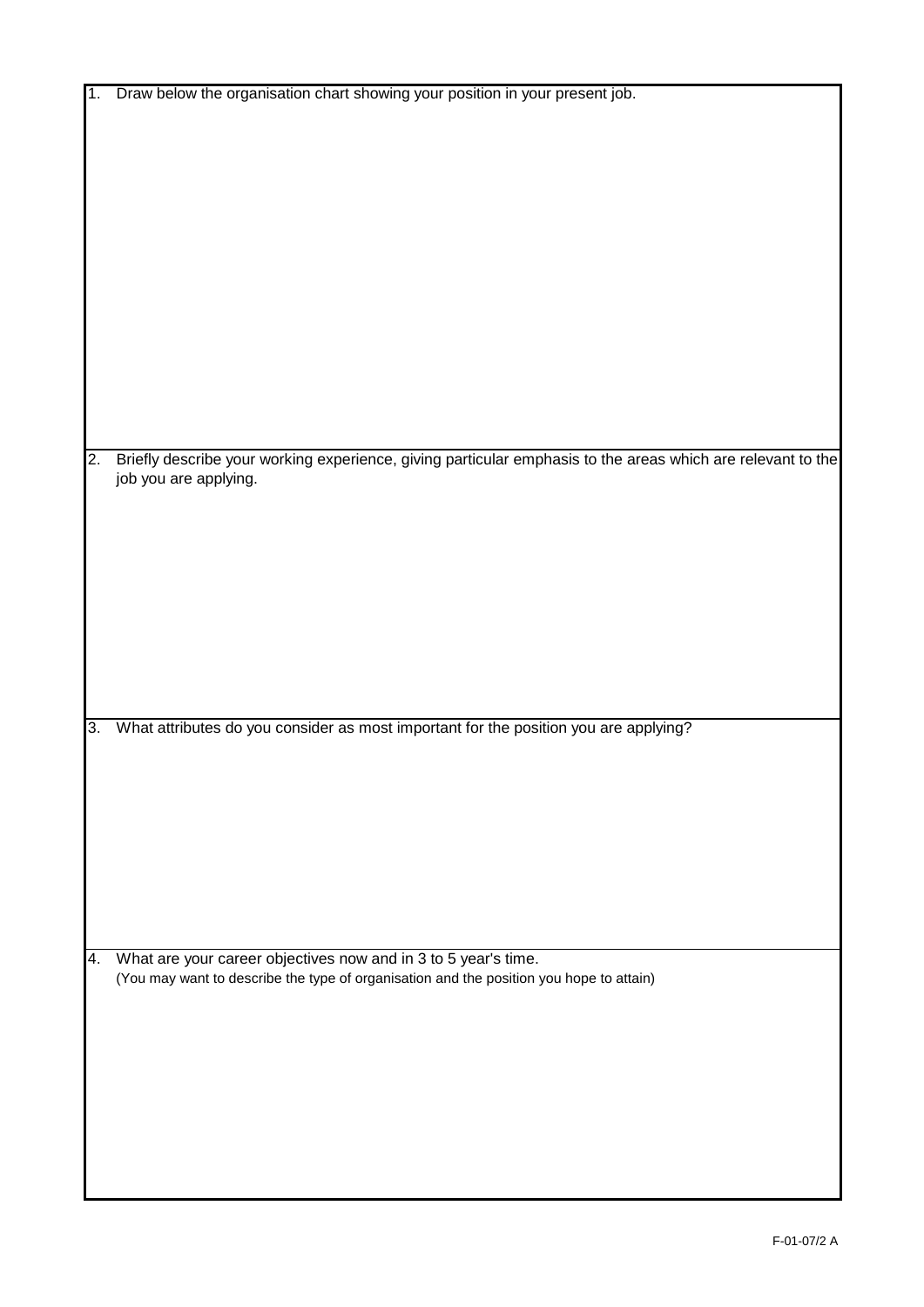1. Draw below the organisation chart showing your position in your present job.

2. Briefly describe your working experience, giving particular emphasis to the areas which are relevant to the job you are applying.

3. What attributes do you consider as most important for the position you are applying?

4. What are your career objectives now and in 3 to 5 year's time.
   (You may want to describe the type of organisation and the position you hope to attain)

F-01-07/2 A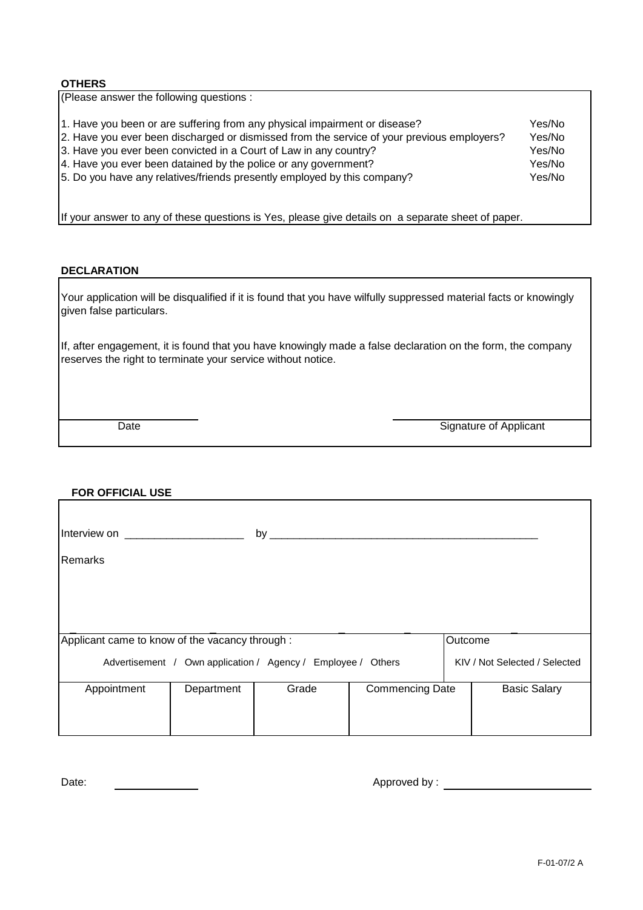**OTHERS**

(Please answer the following questions :

| | |
|---|---|
| 1. Have you been or are suffering from any physical impairment or disease? | Yes/No |
| 2. Have you ever been discharged or dismissed from the service of your previous employers? | Yes/No |
| 3. Have you ever been convicted in a Court of Law in any country? | Yes/No |
| 4. Have you ever been datained by the police or any government? | Yes/No |
| 5. Do you have any relatives/friends presently employed by this company? | Yes/No |

If your answer to any of these questions is Yes, please give details on a separate sheet of paper.

**DECLARATION**

Your application will be disqualified if it is found that you have wilfully suppressed material facts or knowingly given false particulars.

If, after engagement, it is found that you have knowingly made a false declaration on the form, the company reserves the right to terminate your service without notice.

Date ____________________ Signature of Applicant ____________________

**FOR OFFICIAL USE**

Interview on ____________________ by ______________________________________________

Remarks

| Applicant came to know of the vacancy through : | | | | Outcome |
|---|---|---|---|---|
| Advertisement / Own application / Agency / Employee / Others | | | | KIV / Not Selected / Selected |
| Appointment | Department | Grade | Commencing Date | Basic Salary |
| | | | | |

Date: ____________ Approved by : ____________________

F-01-07/2 A